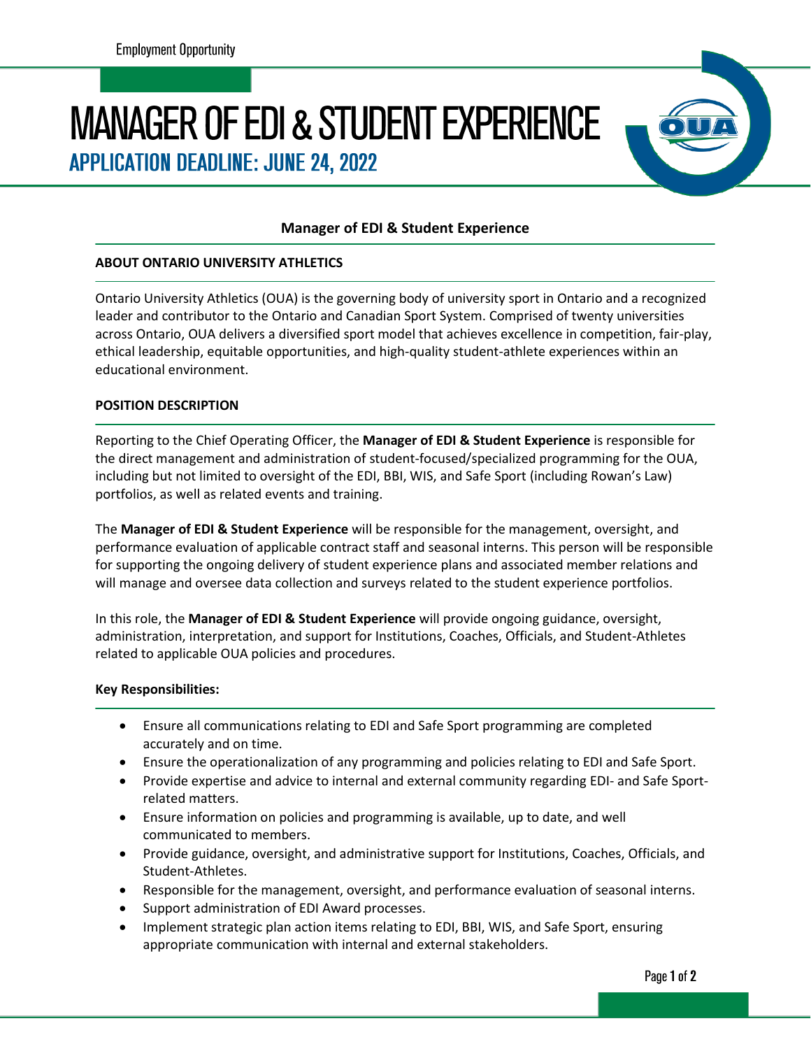Employment Opportunity

# MANAGER OF EDI & STUDENT EXPERIENCE

## APPLICATION DEADLINE: JUNE 24, 2022

### Manager of EDI & Student Experience

**ABOUT ONTARIO UNIVERSITY ATHLETICS**

Ontario University Athletics (OUA) is the governing body of university sport in Ontario and a recognized leader and contributor to the Ontario and Canadian Sport System. Comprised of twenty universities across Ontario, OUA delivers a diversified sport model that achieves excellence in competition, fair-play, ethical leadership, equitable opportunities, and high-quality student-athlete experiences within an educational environment.

**POSITION DESCRIPTION**

Reporting to the Chief Operating Officer, the **Manager of EDI & Student Experience** is responsible for the direct management and administration of student-focused/specialized programming for the OUA, including but not limited to oversight of the EDI, BBI, WIS, and Safe Sport (including Rowan's Law) portfolios, as well as related events and training.

The **Manager of EDI & Student Experience** will be responsible for the management, oversight, and performance evaluation of applicable contract staff and seasonal interns. This person will be responsible for supporting the ongoing delivery of student experience plans and associated member relations and will manage and oversee data collection and surveys related to the student experience portfolios.

In this role, the **Manager of EDI & Student Experience** will provide ongoing guidance, oversight, administration, interpretation, and support for Institutions, Coaches, Officials, and Student-Athletes related to applicable OUA policies and procedures.

**Key Responsibilities:**

- Ensure all communications relating to EDI and Safe Sport programming are completed accurately and on time.
- Ensure the operationalization of any programming and policies relating to EDI and Safe Sport.
- Provide expertise and advice to internal and external community regarding EDI- and Safe Sport-related matters.
- Ensure information on policies and programming is available, up to date, and well communicated to members.
- Provide guidance, oversight, and administrative support for Institutions, Coaches, Officials, and Student-Athletes.
- Responsible for the management, oversight, and performance evaluation of seasonal interns.
- Support administration of EDI Award processes.
- Implement strategic plan action items relating to EDI, BBI, WIS, and Safe Sport, ensuring appropriate communication with internal and external stakeholders.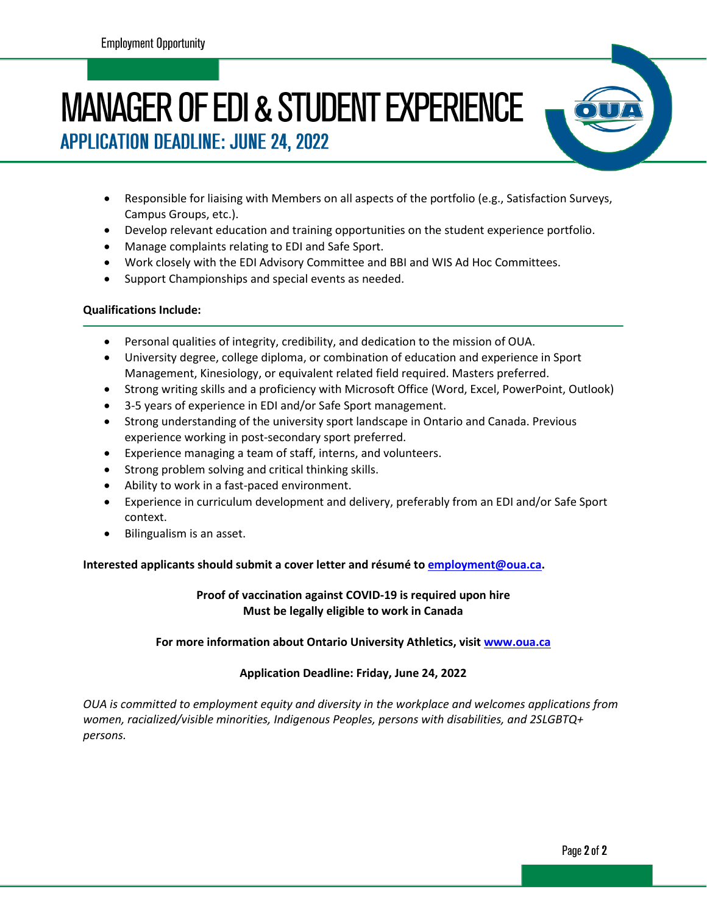Employment Opportunity

# MANAGER OF EDI & STUDENT EXPERIENCE

## APPLICATION DEADLINE: JUNE 24, 2022

- Responsible for liaising with Members on all aspects of the portfolio (e.g., Satisfaction Surveys, Campus Groups, etc.).
- Develop relevant education and training opportunities on the student experience portfolio.
- Manage complaints relating to EDI and Safe Sport.
- Work closely with the EDI Advisory Committee and BBI and WIS Ad Hoc Committees.
- Support Championships and special events as needed.

**Qualifications Include:**

- Personal qualities of integrity, credibility, and dedication to the mission of OUA.
- University degree, college diploma, or combination of education and experience in Sport Management, Kinesiology, or equivalent related field required. Masters preferred.
- Strong writing skills and a proficiency with Microsoft Office (Word, Excel, PowerPoint, Outlook)
- 3-5 years of experience in EDI and/or Safe Sport management.
- Strong understanding of the university sport landscape in Ontario and Canada. Previous experience working in post-secondary sport preferred.
- Experience managing a team of staff, interns, and volunteers.
- Strong problem solving and critical thinking skills.
- Ability to work in a fast-paced environment.
- Experience in curriculum development and delivery, preferably from an EDI and/or Safe Sport context.
- Bilingualism is an asset.

**Interested applicants should submit a cover letter and résumé to employment@oua.ca.**

**Proof of vaccination against COVID-19 is required upon hire**
**Must be legally eligible to work in Canada**

**For more information about Ontario University Athletics, visit www.oua.ca**

**Application Deadline: Friday, June 24, 2022**

*OUA is committed to employment equity and diversity in the workplace and welcomes applications from women, racialized/visible minorities, Indigenous Peoples, persons with disabilities, and 2SLGBTQ+ persons.*